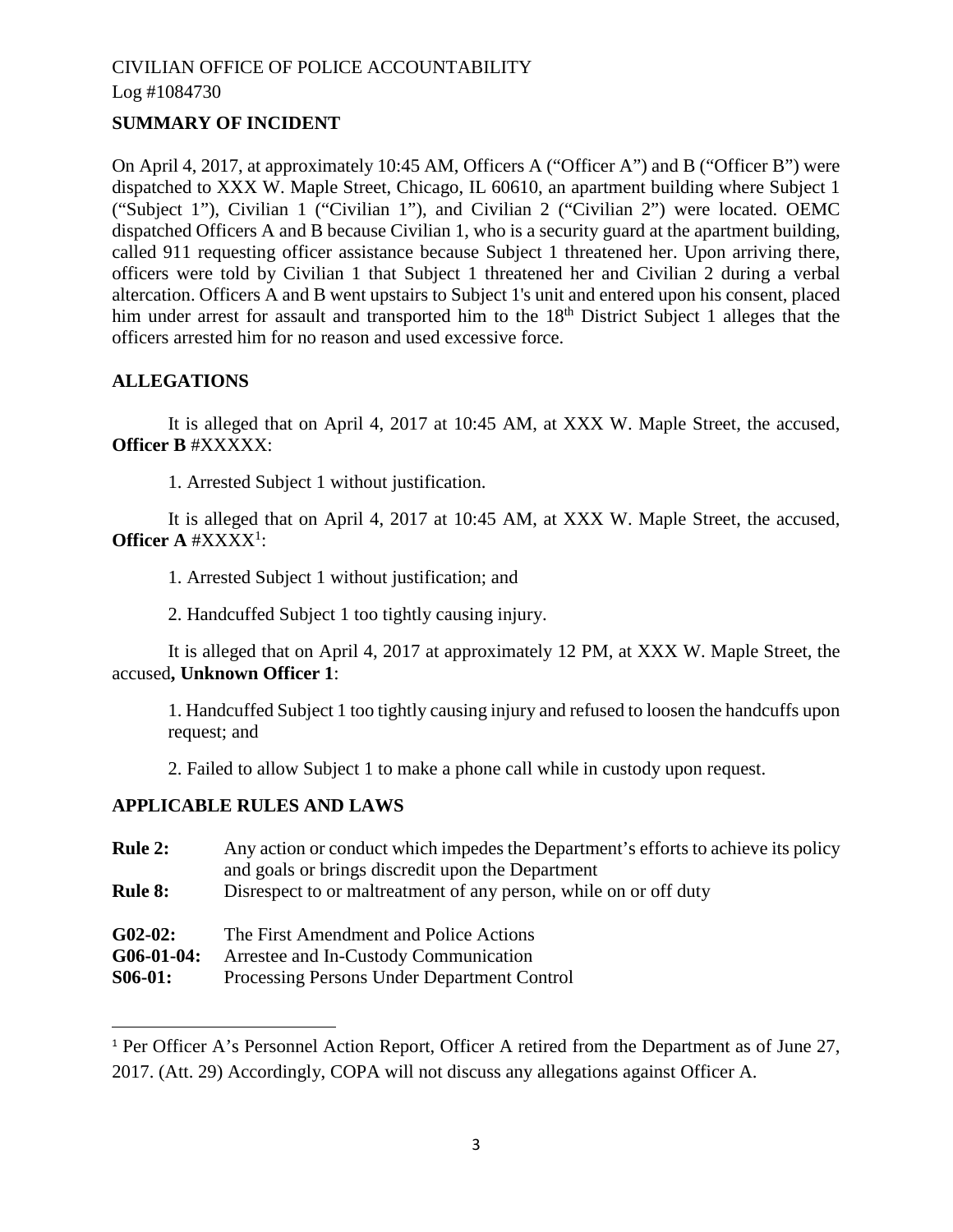CIVILIAN OFFICE OF POLICE ACCOUNTABILITY
Log #1084730

## SUMMARY OF INCIDENT

On April 4, 2017, at approximately 10:45 AM, Officers A ("Officer A") and B ("Officer B") were dispatched to XXX W. Maple Street, Chicago, IL 60610, an apartment building where Subject 1 ("Subject 1"), Civilian 1 ("Civilian 1"), and Civilian 2 ("Civilian 2") were located. OEMC dispatched Officers A and B because Civilian 1, who is a security guard at the apartment building, called 911 requesting officer assistance because Subject 1 threatened her. Upon arriving there, officers were told by Civilian 1 that Subject 1 threatened her and Civilian 2 during a verbal altercation. Officers A and B went upstairs to Subject 1's unit and entered upon his consent, placed him under arrest for assault and transported him to the 18th District Subject 1 alleges that the officers arrested him for no reason and used excessive force.

## ALLEGATIONS

It is alleged that on April 4, 2017 at 10:45 AM, at XXX W. Maple Street, the accused, **Officer B** #XXXXX:

1. Arrested Subject 1 without justification.

It is alleged that on April 4, 2017 at 10:45 AM, at XXX W. Maple Street, the accused, **Officer A** #XXXX[1]:

1. Arrested Subject 1 without justification; and

2. Handcuffed Subject 1 too tightly causing injury.

It is alleged that on April 4, 2017 at approximately 12 PM, at XXX W. Maple Street, the accused**, Unknown Officer 1**:

1. Handcuffed Subject 1 too tightly causing injury and refused to loosen the handcuffs upon request; and

2. Failed to allow Subject 1 to make a phone call while in custody upon request.

## APPLICABLE RULES AND LAWS

| | |
|---|---|
| **Rule 2:** | Any action or conduct which impedes the Department's efforts to achieve its policy and goals or brings discredit upon the Department |
| **Rule 8:** | Disrespect to or maltreatment of any person, while on or off duty |
| **G02-02:** | The First Amendment and Police Actions |
| **G06-01-04:** | Arrestee and In-Custody Communication |
| **S06-01:** | Processing Persons Under Department Control |

[1] Per Officer A's Personnel Action Report, Officer A retired from the Department as of June 27, 2017. (Att. 29) Accordingly, COPA will not discuss any allegations against Officer A.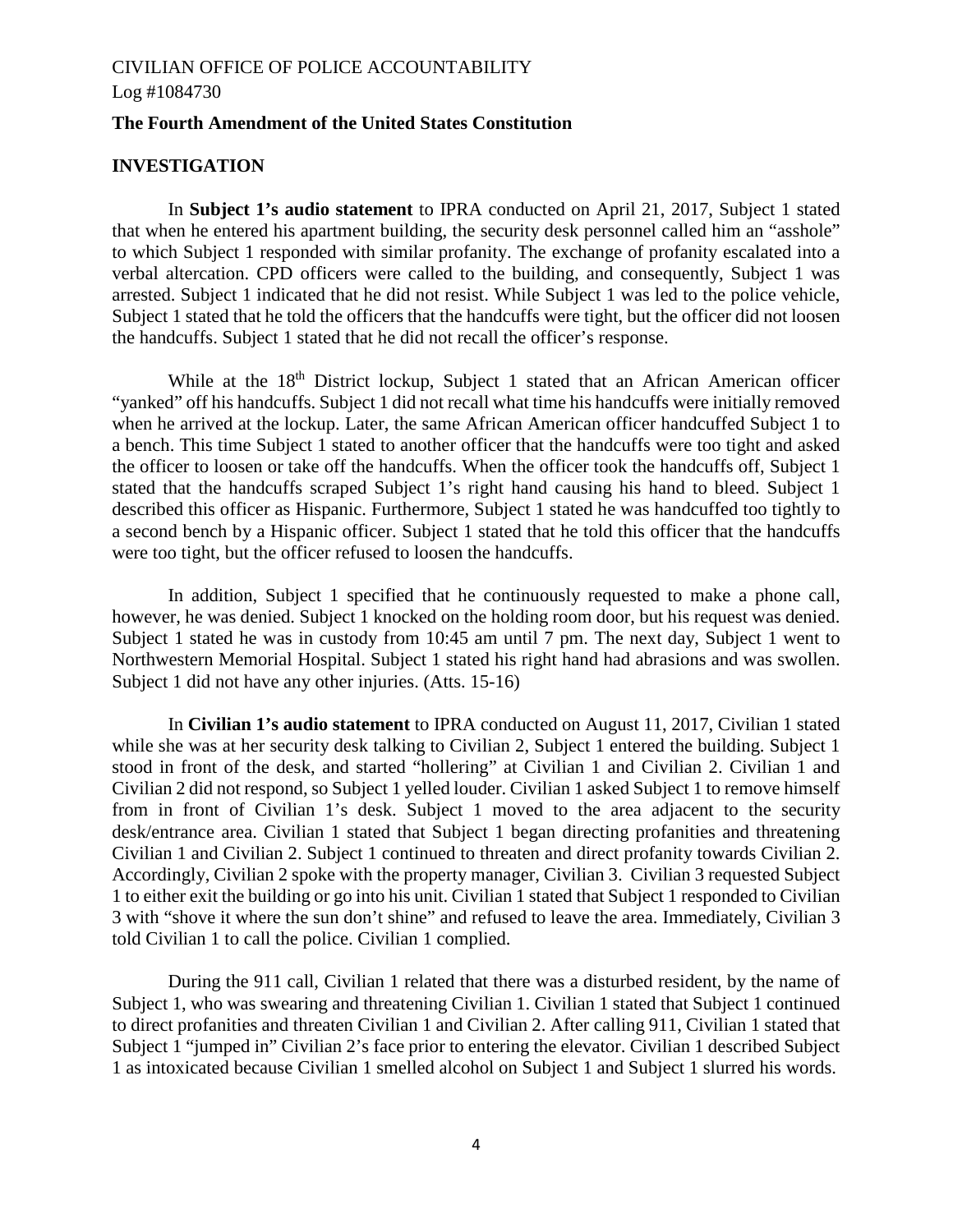**The Fourth Amendment of the United States Constitution**

## INVESTIGATION

In **Subject 1's audio statement** to IPRA conducted on April 21, 2017, Subject 1 stated that when he entered his apartment building, the security desk personnel called him an "asshole" to which Subject 1 responded with similar profanity. The exchange of profanity escalated into a verbal altercation. CPD officers were called to the building, and consequently, Subject 1 was arrested. Subject 1 indicated that he did not resist. While Subject 1 was led to the police vehicle, Subject 1 stated that he told the officers that the handcuffs were tight, but the officer did not loosen the handcuffs. Subject 1 stated that he did not recall the officer's response.

While at the 18th District lockup, Subject 1 stated that an African American officer "yanked" off his handcuffs. Subject 1 did not recall what time his handcuffs were initially removed when he arrived at the lockup. Later, the same African American officer handcuffed Subject 1 to a bench. This time Subject 1 stated to another officer that the handcuffs were too tight and asked the officer to loosen or take off the handcuffs. When the officer took the handcuffs off, Subject 1 stated that the handcuffs scraped Subject 1's right hand causing his hand to bleed. Subject 1 described this officer as Hispanic. Furthermore, Subject 1 stated he was handcuffed too tightly to a second bench by a Hispanic officer. Subject 1 stated that he told this officer that the handcuffs were too tight, but the officer refused to loosen the handcuffs.

In addition, Subject 1 specified that he continuously requested to make a phone call, however, he was denied. Subject 1 knocked on the holding room door, but his request was denied. Subject 1 stated he was in custody from 10:45 am until 7 pm. The next day, Subject 1 went to Northwestern Memorial Hospital. Subject 1 stated his right hand had abrasions and was swollen. Subject 1 did not have any other injuries. (Atts. 15-16)

In **Civilian 1's audio statement** to IPRA conducted on August 11, 2017, Civilian 1 stated while she was at her security desk talking to Civilian 2, Subject 1 entered the building. Subject 1 stood in front of the desk, and started "hollering" at Civilian 1 and Civilian 2. Civilian 1 and Civilian 2 did not respond, so Subject 1 yelled louder. Civilian 1 asked Subject 1 to remove himself from in front of Civilian 1's desk. Subject 1 moved to the area adjacent to the security desk/entrance area. Civilian 1 stated that Subject 1 began directing profanities and threatening Civilian 1 and Civilian 2. Subject 1 continued to threaten and direct profanity towards Civilian 2. Accordingly, Civilian 2 spoke with the property manager, Civilian 3. Civilian 3 requested Subject 1 to either exit the building or go into his unit. Civilian 1 stated that Subject 1 responded to Civilian 3 with "shove it where the sun don't shine" and refused to leave the area. Immediately, Civilian 3 told Civilian 1 to call the police. Civilian 1 complied.

During the 911 call, Civilian 1 related that there was a disturbed resident, by the name of Subject 1, who was swearing and threatening Civilian 1. Civilian 1 stated that Subject 1 continued to direct profanities and threaten Civilian 1 and Civilian 2. After calling 911, Civilian 1 stated that Subject 1 "jumped in" Civilian 2's face prior to entering the elevator. Civilian 1 described Subject 1 as intoxicated because Civilian 1 smelled alcohol on Subject 1 and Subject 1 slurred his words.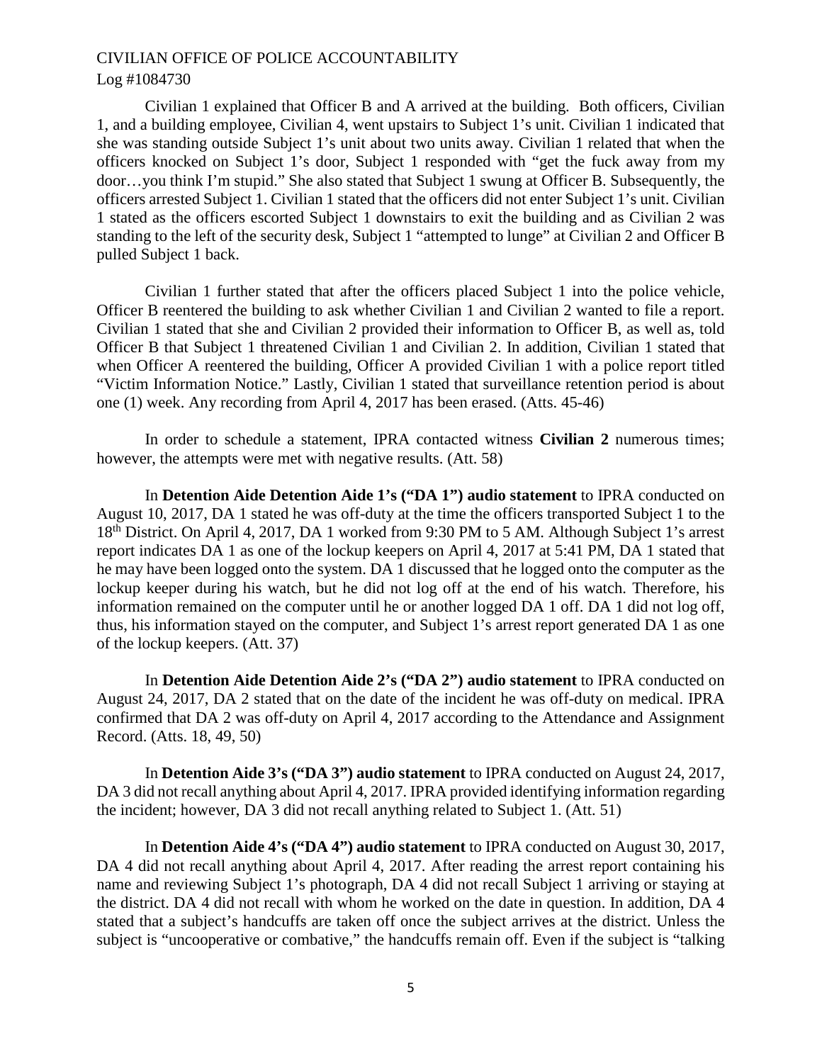Civilian 1 explained that Officer B and A arrived at the building. Both officers, Civilian 1, and a building employee, Civilian 4, went upstairs to Subject 1's unit. Civilian 1 indicated that she was standing outside Subject 1's unit about two units away. Civilian 1 related that when the officers knocked on Subject 1's door, Subject 1 responded with "get the fuck away from my door…you think I'm stupid." She also stated that Subject 1 swung at Officer B. Subsequently, the officers arrested Subject 1. Civilian 1 stated that the officers did not enter Subject 1's unit. Civilian 1 stated as the officers escorted Subject 1 downstairs to exit the building and as Civilian 2 was standing to the left of the security desk, Subject 1 "attempted to lunge" at Civilian 2 and Officer B pulled Subject 1 back.

Civilian 1 further stated that after the officers placed Subject 1 into the police vehicle, Officer B reentered the building to ask whether Civilian 1 and Civilian 2 wanted to file a report. Civilian 1 stated that she and Civilian 2 provided their information to Officer B, as well as, told Officer B that Subject 1 threatened Civilian 1 and Civilian 2. In addition, Civilian 1 stated that when Officer A reentered the building, Officer A provided Civilian 1 with a police report titled "Victim Information Notice." Lastly, Civilian 1 stated that surveillance retention period is about one (1) week. Any recording from April 4, 2017 has been erased. (Atts. 45-46)

In order to schedule a statement, IPRA contacted witness **Civilian 2** numerous times; however, the attempts were met with negative results. (Att. 58)

In **Detention Aide Detention Aide 1's ("DA 1") audio statement** to IPRA conducted on August 10, 2017, DA 1 stated he was off-duty at the time the officers transported Subject 1 to the 18th District. On April 4, 2017, DA 1 worked from 9:30 PM to 5 AM. Although Subject 1's arrest report indicates DA 1 as one of the lockup keepers on April 4, 2017 at 5:41 PM, DA 1 stated that he may have been logged onto the system. DA 1 discussed that he logged onto the computer as the lockup keeper during his watch, but he did not log off at the end of his watch. Therefore, his information remained on the computer until he or another logged DA 1 off. DA 1 did not log off, thus, his information stayed on the computer, and Subject 1's arrest report generated DA 1 as one of the lockup keepers. (Att. 37)

In **Detention Aide Detention Aide 2's ("DA 2") audio statement** to IPRA conducted on August 24, 2017, DA 2 stated that on the date of the incident he was off-duty on medical. IPRA confirmed that DA 2 was off-duty on April 4, 2017 according to the Attendance and Assignment Record. (Atts. 18, 49, 50)

In **Detention Aide 3's ("DA 3") audio statement** to IPRA conducted on August 24, 2017, DA 3 did not recall anything about April 4, 2017. IPRA provided identifying information regarding the incident; however, DA 3 did not recall anything related to Subject 1. (Att. 51)

In **Detention Aide 4's ("DA 4") audio statement** to IPRA conducted on August 30, 2017, DA 4 did not recall anything about April 4, 2017. After reading the arrest report containing his name and reviewing Subject 1's photograph, DA 4 did not recall Subject 1 arriving or staying at the district. DA 4 did not recall with whom he worked on the date in question. In addition, DA 4 stated that a subject's handcuffs are taken off once the subject arrives at the district. Unless the subject is "uncooperative or combative," the handcuffs remain off. Even if the subject is "talking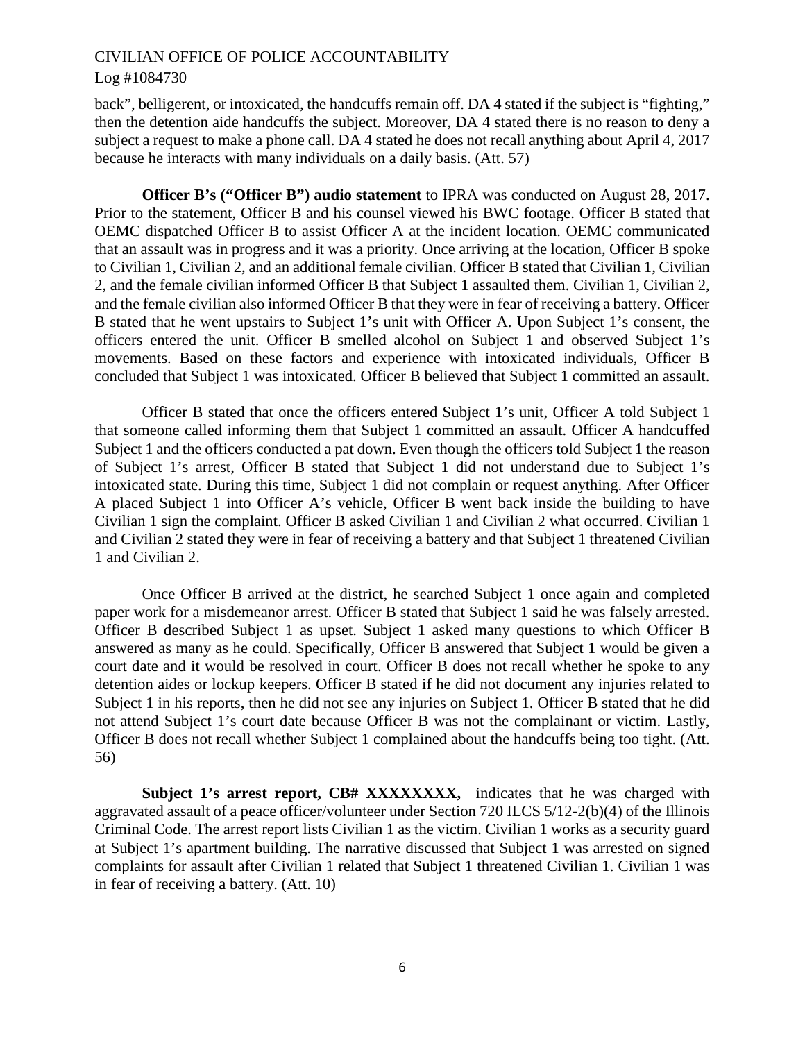back", belligerent, or intoxicated, the handcuffs remain off. DA 4 stated if the subject is "fighting," then the detention aide handcuffs the subject. Moreover, DA 4 stated there is no reason to deny a subject a request to make a phone call. DA 4 stated he does not recall anything about April 4, 2017 because he interacts with many individuals on a daily basis. (Att. 57)

**Officer B's ("Officer B") audio statement** to IPRA was conducted on August 28, 2017. Prior to the statement, Officer B and his counsel viewed his BWC footage. Officer B stated that OEMC dispatched Officer B to assist Officer A at the incident location. OEMC communicated that an assault was in progress and it was a priority. Once arriving at the location, Officer B spoke to Civilian 1, Civilian 2, and an additional female civilian. Officer B stated that Civilian 1, Civilian 2, and the female civilian informed Officer B that Subject 1 assaulted them. Civilian 1, Civilian 2, and the female civilian also informed Officer B that they were in fear of receiving a battery. Officer B stated that he went upstairs to Subject 1's unit with Officer A. Upon Subject 1's consent, the officers entered the unit. Officer B smelled alcohol on Subject 1 and observed Subject 1's movements. Based on these factors and experience with intoxicated individuals, Officer B concluded that Subject 1 was intoxicated. Officer B believed that Subject 1 committed an assault.

Officer B stated that once the officers entered Subject 1's unit, Officer A told Subject 1 that someone called informing them that Subject 1 committed an assault. Officer A handcuffed Subject 1 and the officers conducted a pat down. Even though the officers told Subject 1 the reason of Subject 1's arrest, Officer B stated that Subject 1 did not understand due to Subject 1's intoxicated state. During this time, Subject 1 did not complain or request anything. After Officer A placed Subject 1 into Officer A's vehicle, Officer B went back inside the building to have Civilian 1 sign the complaint. Officer B asked Civilian 1 and Civilian 2 what occurred. Civilian 1 and Civilian 2 stated they were in fear of receiving a battery and that Subject 1 threatened Civilian 1 and Civilian 2.

Once Officer B arrived at the district, he searched Subject 1 once again and completed paper work for a misdemeanor arrest. Officer B stated that Subject 1 said he was falsely arrested. Officer B described Subject 1 as upset. Subject 1 asked many questions to which Officer B answered as many as he could. Specifically, Officer B answered that Subject 1 would be given a court date and it would be resolved in court. Officer B does not recall whether he spoke to any detention aides or lockup keepers. Officer B stated if he did not document any injuries related to Subject 1 in his reports, then he did not see any injuries on Subject 1. Officer B stated that he did not attend Subject 1's court date because Officer B was not the complainant or victim. Lastly, Officer B does not recall whether Subject 1 complained about the handcuffs being too tight. (Att. 56)

**Subject 1's arrest report, CB# XXXXXXXX,** indicates that he was charged with aggravated assault of a peace officer/volunteer under Section 720 ILCS 5/12-2(b)(4) of the Illinois Criminal Code. The arrest report lists Civilian 1 as the victim. Civilian 1 works as a security guard at Subject 1's apartment building. The narrative discussed that Subject 1 was arrested on signed complaints for assault after Civilian 1 related that Subject 1 threatened Civilian 1. Civilian 1 was in fear of receiving a battery. (Att. 10)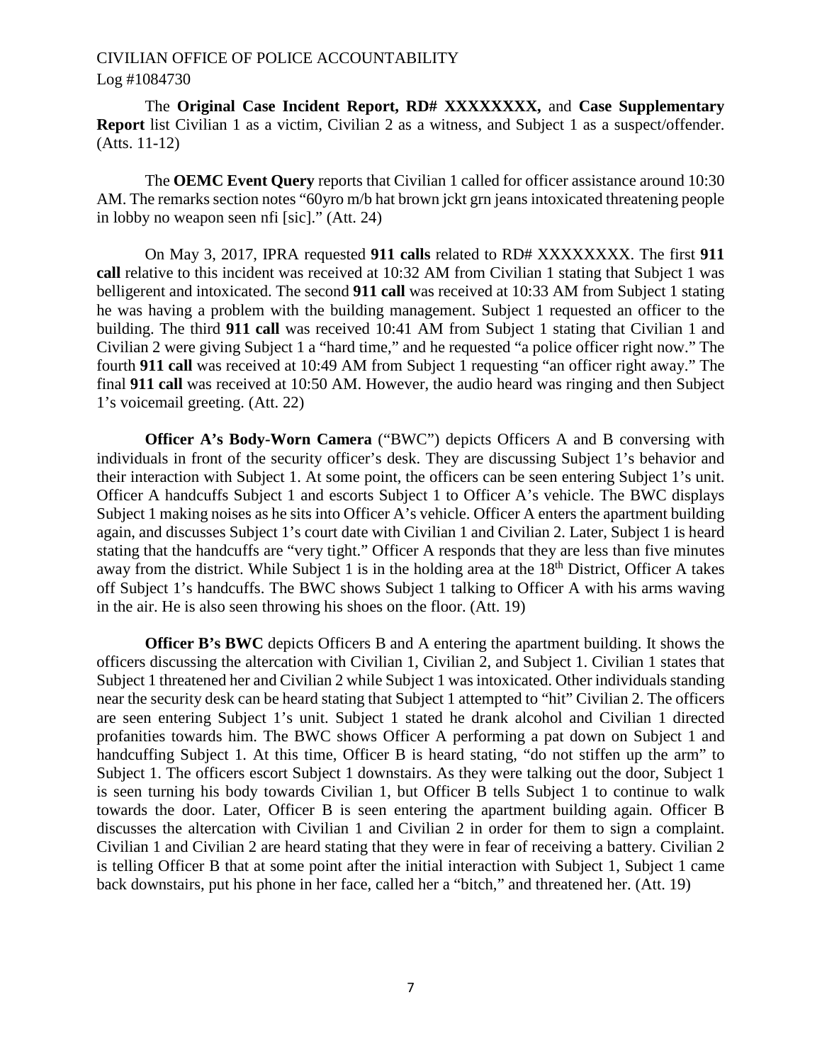The **Original Case Incident Report, RD# XXXXXXXX,** and **Case Supplementary Report** list Civilian 1 as a victim, Civilian 2 as a witness, and Subject 1 as a suspect/offender. (Atts. 11-12)

The **OEMC Event Query** reports that Civilian 1 called for officer assistance around 10:30 AM. The remarks section notes "60yro m/b hat brown jckt grn jeans intoxicated threatening people in lobby no weapon seen nfi [sic]." (Att. 24)

On May 3, 2017, IPRA requested **911 calls** related to RD# XXXXXXXX. The first **911 call** relative to this incident was received at 10:32 AM from Civilian 1 stating that Subject 1 was belligerent and intoxicated. The second **911 call** was received at 10:33 AM from Subject 1 stating he was having a problem with the building management. Subject 1 requested an officer to the building. The third **911 call** was received 10:41 AM from Subject 1 stating that Civilian 1 and Civilian 2 were giving Subject 1 a "hard time," and he requested "a police officer right now." The fourth **911 call** was received at 10:49 AM from Subject 1 requesting "an officer right away." The final **911 call** was received at 10:50 AM. However, the audio heard was ringing and then Subject 1's voicemail greeting. (Att. 22)

**Officer A's Body-Worn Camera** ("BWC") depicts Officers A and B conversing with individuals in front of the security officer's desk. They are discussing Subject 1's behavior and their interaction with Subject 1. At some point, the officers can be seen entering Subject 1's unit. Officer A handcuffs Subject 1 and escorts Subject 1 to Officer A's vehicle. The BWC displays Subject 1 making noises as he sits into Officer A's vehicle. Officer A enters the apartment building again, and discusses Subject 1's court date with Civilian 1 and Civilian 2. Later, Subject 1 is heard stating that the handcuffs are "very tight." Officer A responds that they are less than five minutes away from the district. While Subject 1 is in the holding area at the 18th District, Officer A takes off Subject 1's handcuffs. The BWC shows Subject 1 talking to Officer A with his arms waving in the air. He is also seen throwing his shoes on the floor. (Att. 19)

**Officer B's BWC** depicts Officers B and A entering the apartment building. It shows the officers discussing the altercation with Civilian 1, Civilian 2, and Subject 1. Civilian 1 states that Subject 1 threatened her and Civilian 2 while Subject 1 was intoxicated. Other individuals standing near the security desk can be heard stating that Subject 1 attempted to "hit" Civilian 2. The officers are seen entering Subject 1's unit. Subject 1 stated he drank alcohol and Civilian 1 directed profanities towards him. The BWC shows Officer A performing a pat down on Subject 1 and handcuffing Subject 1. At this time, Officer B is heard stating, "do not stiffen up the arm" to Subject 1. The officers escort Subject 1 downstairs. As they were talking out the door, Subject 1 is seen turning his body towards Civilian 1, but Officer B tells Subject 1 to continue to walk towards the door. Later, Officer B is seen entering the apartment building again. Officer B discusses the altercation with Civilian 1 and Civilian 2 in order for them to sign a complaint. Civilian 1 and Civilian 2 are heard stating that they were in fear of receiving a battery. Civilian 2 is telling Officer B that at some point after the initial interaction with Subject 1, Subject 1 came back downstairs, put his phone in her face, called her a "bitch," and threatened her. (Att. 19)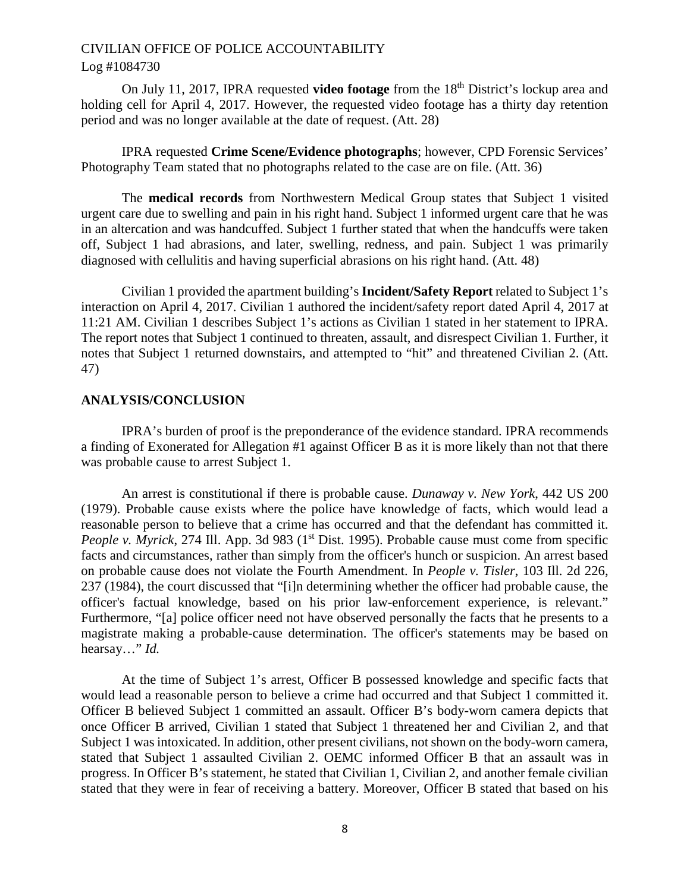On July 11, 2017, IPRA requested **video footage** from the 18th District's lockup area and holding cell for April 4, 2017. However, the requested video footage has a thirty day retention period and was no longer available at the date of request. (Att. 28)

IPRA requested **Crime Scene/Evidence photographs**; however, CPD Forensic Services' Photography Team stated that no photographs related to the case are on file. (Att. 36)

The **medical records** from Northwestern Medical Group states that Subject 1 visited urgent care due to swelling and pain in his right hand. Subject 1 informed urgent care that he was in an altercation and was handcuffed. Subject 1 further stated that when the handcuffs were taken off, Subject 1 had abrasions, and later, swelling, redness, and pain. Subject 1 was primarily diagnosed with cellulitis and having superficial abrasions on his right hand. (Att. 48)

Civilian 1 provided the apartment building's **Incident/Safety Report** related to Subject 1's interaction on April 4, 2017. Civilian 1 authored the incident/safety report dated April 4, 2017 at 11:21 AM. Civilian 1 describes Subject 1's actions as Civilian 1 stated in her statement to IPRA. The report notes that Subject 1 continued to threaten, assault, and disrespect Civilian 1. Further, it notes that Subject 1 returned downstairs, and attempted to "hit" and threatened Civilian 2. (Att. 47)

## ANALYSIS/CONCLUSION

IPRA's burden of proof is the preponderance of the evidence standard. IPRA recommends a finding of Exonerated for Allegation #1 against Officer B as it is more likely than not that there was probable cause to arrest Subject 1.

An arrest is constitutional if there is probable cause. *Dunaway v. New York*, 442 US 200 (1979). Probable cause exists where the police have knowledge of facts, which would lead a reasonable person to believe that a crime has occurred and that the defendant has committed it. *People v. Myrick*, 274 Ill. App. 3d 983 (1st Dist. 1995). Probable cause must come from specific facts and circumstances, rather than simply from the officer's hunch or suspicion. An arrest based on probable cause does not violate the Fourth Amendment. In *People v. Tisler*, 103 Ill. 2d 226, 237 (1984), the court discussed that "[i]n determining whether the officer had probable cause, the officer's factual knowledge, based on his prior law-enforcement experience, is relevant." Furthermore, "[a] police officer need not have observed personally the facts that he presents to a magistrate making a probable-cause determination. The officer's statements may be based on hearsay…" *Id.*

At the time of Subject 1's arrest, Officer B possessed knowledge and specific facts that would lead a reasonable person to believe a crime had occurred and that Subject 1 committed it. Officer B believed Subject 1 committed an assault. Officer B's body-worn camera depicts that once Officer B arrived, Civilian 1 stated that Subject 1 threatened her and Civilian 2, and that Subject 1 was intoxicated. In addition, other present civilians, not shown on the body-worn camera, stated that Subject 1 assaulted Civilian 2. OEMC informed Officer B that an assault was in progress. In Officer B's statement, he stated that Civilian 1, Civilian 2, and another female civilian stated that they were in fear of receiving a battery. Moreover, Officer B stated that based on his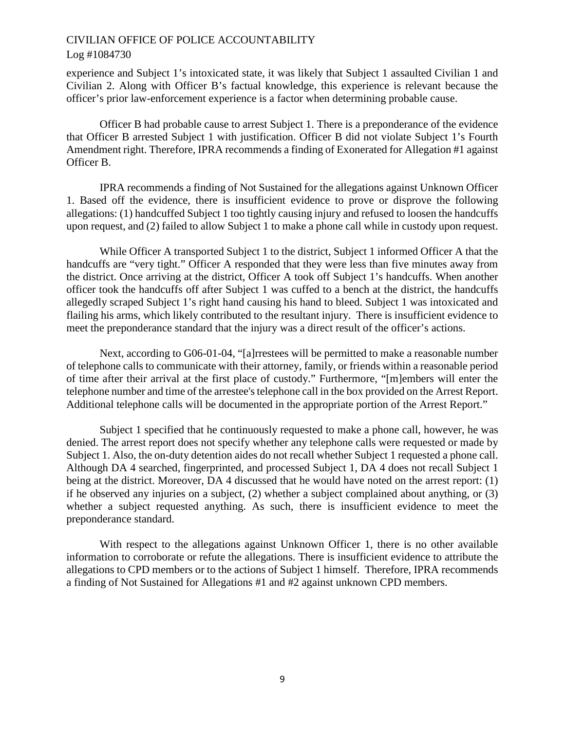experience and Subject 1's intoxicated state, it was likely that Subject 1 assaulted Civilian 1 and Civilian 2. Along with Officer B's factual knowledge, this experience is relevant because the officer's prior law-enforcement experience is a factor when determining probable cause.

Officer B had probable cause to arrest Subject 1. There is a preponderance of the evidence that Officer B arrested Subject 1 with justification. Officer B did not violate Subject 1's Fourth Amendment right. Therefore, IPRA recommends a finding of Exonerated for Allegation #1 against Officer B.

IPRA recommends a finding of Not Sustained for the allegations against Unknown Officer 1. Based off the evidence, there is insufficient evidence to prove or disprove the following allegations: (1) handcuffed Subject 1 too tightly causing injury and refused to loosen the handcuffs upon request, and (2) failed to allow Subject 1 to make a phone call while in custody upon request.

While Officer A transported Subject 1 to the district, Subject 1 informed Officer A that the handcuffs are "very tight." Officer A responded that they were less than five minutes away from the district. Once arriving at the district, Officer A took off Subject 1's handcuffs. When another officer took the handcuffs off after Subject 1 was cuffed to a bench at the district, the handcuffs allegedly scraped Subject 1's right hand causing his hand to bleed. Subject 1 was intoxicated and flailing his arms, which likely contributed to the resultant injury. There is insufficient evidence to meet the preponderance standard that the injury was a direct result of the officer's actions.

Next, according to G06-01-04, "[a]rrestees will be permitted to make a reasonable number of telephone calls to communicate with their attorney, family, or friends within a reasonable period of time after their arrival at the first place of custody." Furthermore, "[m]embers will enter the telephone number and time of the arrestee's telephone call in the box provided on the Arrest Report. Additional telephone calls will be documented in the appropriate portion of the Arrest Report."

Subject 1 specified that he continuously requested to make a phone call, however, he was denied. The arrest report does not specify whether any telephone calls were requested or made by Subject 1. Also, the on-duty detention aides do not recall whether Subject 1 requested a phone call. Although DA 4 searched, fingerprinted, and processed Subject 1, DA 4 does not recall Subject 1 being at the district. Moreover, DA 4 discussed that he would have noted on the arrest report: (1) if he observed any injuries on a subject, (2) whether a subject complained about anything, or (3) whether a subject requested anything. As such, there is insufficient evidence to meet the preponderance standard.

With respect to the allegations against Unknown Officer 1, there is no other available information to corroborate or refute the allegations. There is insufficient evidence to attribute the allegations to CPD members or to the actions of Subject 1 himself. Therefore, IPRA recommends a finding of Not Sustained for Allegations #1 and #2 against unknown CPD members.